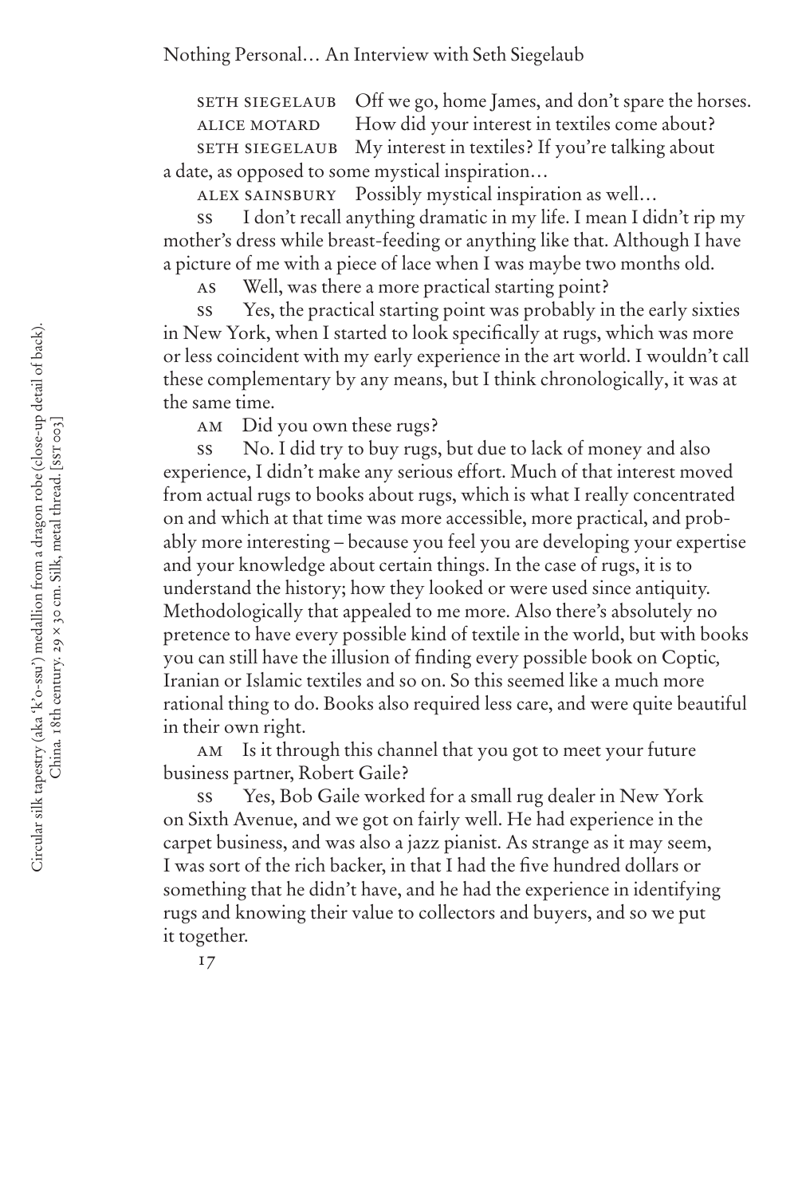SETH SIEGELAUB Off we go, home James, and don't spare the horses.

ALICE MOTARD How did your interest in textiles come about?

SETH SIEGELAUB My interest in textiles? If you're talking about a date, as opposed to some mystical inspiration…

ALEX SAINSBURY Possibly mystical inspiration as well…

SS I don't recall anything dramatic in my life. I mean I didn't rip my mother's dress while breast-feeding or anything like that. Although I have a picture of me with a piece of lace when I was maybe two months old.

AS Well, was there a more practical starting point?

SS Yes, the practical starting point was probably in the early sixties in New York, when I started to look specifically at rugs, which was more or less coincident with my early experience in the art world. I wouldn't call these complementary by any means, but I think chronologically, it was at the same time.

AM Did you own these rugs?

SS No. I did try to buy rugs, but due to lack of money and also experience, I didn't make any serious effort. Much of that interest moved from actual rugs to books about rugs, which is what I really concentrated on and which at that time was more accessible, more practical, and probably more interesting – because you feel you are developing your expertise and your knowledge about certain things. In the case of rugs, it is to understand the history; how they looked or were used since antiquity. Methodologically that appealed to me more. Also there's absolutely no pretence to have every possible kind of textile in the world, but with books you can still have the illusion of finding every possible book on Coptic, Iranian or Islamic textiles and so on. So this seemed like a much more rational thing to do. Books also required less care, and were quite beautiful in their own right.

AM Is it through this channel that you got to meet your future business partner, Robert Gaile?

SS Yes, Bob Gaile worked for a small rug dealer in New York on Sixth Avenue, and we got on fairly well. He had experience in the carpet business, and was also a jazz pianist. As strange as it may seem, I was sort of the rich backer, in that I had the five hundred dollars or something that he didn't have, and he had the experience in identifying rugs and knowing their value to collectors and buyers, and so we put it together.

Circular silk tapestry (aka 'k'o-ssu') medallion from a dragon robe (close-up detail of back). China. 18th century. 29 × 30 cm. Silk, metal thread. [SST 003]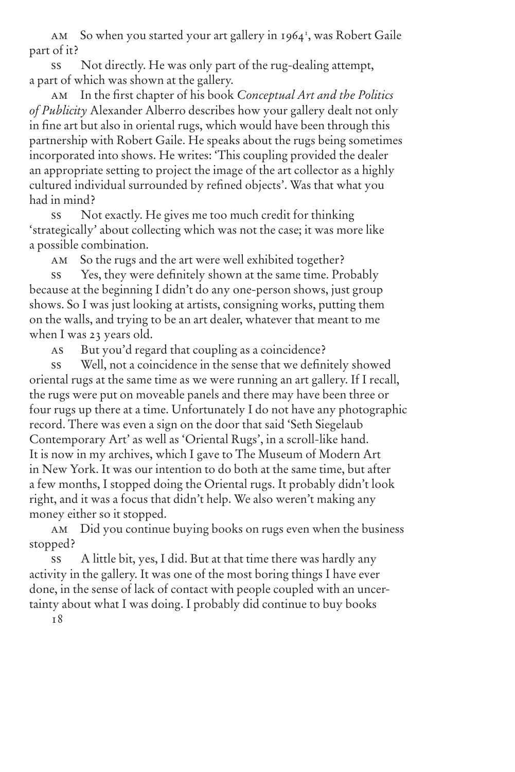AM So when you started your art gallery in 1964[1], was Robert Gaile part of it?

SS Not directly. He was only part of the rug-dealing attempt, a part of which was shown at the gallery.

AM In the first chapter of his book *Conceptual Art and the Politics of Publicity* Alexander Alberro describes how your gallery dealt not only in fine art but also in oriental rugs, which would have been through this partnership with Robert Gaile. He speaks about the rugs being sometimes incorporated into shows. He writes: 'This coupling provided the dealer an appropriate setting to project the image of the art collector as a highly cultured individual surrounded by refined objects'. Was that what you had in mind?

SS Not exactly. He gives me too much credit for thinking 'strategically' about collecting which was not the case; it was more like a possible combination.

AM So the rugs and the art were well exhibited together?

SS Yes, they were definitely shown at the same time. Probably because at the beginning I didn't do any one-person shows, just group shows. So I was just looking at artists, consigning works, putting them on the walls, and trying to be an art dealer, whatever that meant to me when I was 23 years old.

AS But you'd regard that coupling as a coincidence?

SS Well, not a coincidence in the sense that we definitely showed oriental rugs at the same time as we were running an art gallery. If I recall, the rugs were put on moveable panels and there may have been three or four rugs up there at a time. Unfortunately I do not have any photographic record. There was even a sign on the door that said 'Seth Siegelaub Contemporary Art' as well as 'Oriental Rugs', in a scroll-like hand. It is now in my archives, which I gave to The Museum of Modern Art in New York. It was our intention to do both at the same time, but after a few months, I stopped doing the Oriental rugs. It probably didn't look right, and it was a focus that didn't help. We also weren't making any money either so it stopped.

AM Did you continue buying books on rugs even when the business stopped?

SS A little bit, yes, I did. But at that time there was hardly any activity in the gallery. It was one of the most boring things I have ever done, in the sense of lack of contact with people coupled with an uncertainty about what I was doing. I probably did continue to buy books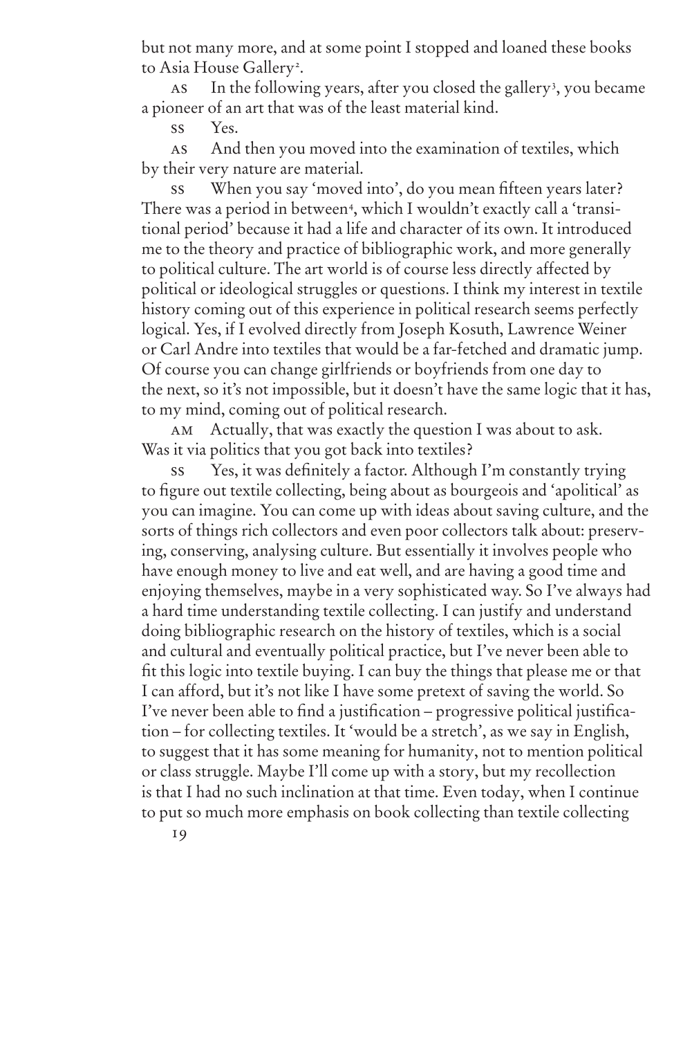but not many more, and at some point I stopped and loaned these books to Asia House Gallery[2].

AS In the following years, after you closed the gallery[3], you became a pioneer of an art that was of the least material kind.

SS Yes.

AS And then you moved into the examination of textiles, which by their very nature are material.

SS When you say 'moved into', do you mean fifteen years later? There was a period in between[4], which I wouldn't exactly call a 'transitional period' because it had a life and character of its own. It introduced me to the theory and practice of bibliographic work, and more generally to political culture. The art world is of course less directly affected by political or ideological struggles or questions. I think my interest in textile history coming out of this experience in political research seems perfectly logical. Yes, if I evolved directly from Joseph Kosuth, Lawrence Weiner or Carl Andre into textiles that would be a far-fetched and dramatic jump. Of course you can change girlfriends or boyfriends from one day to the next, so it's not impossible, but it doesn't have the same logic that it has, to my mind, coming out of political research.

AM Actually, that was exactly the question I was about to ask. Was it via politics that you got back into textiles?

SS Yes, it was definitely a factor. Although I'm constantly trying to figure out textile collecting, being about as bourgeois and 'apolitical' as you can imagine. You can come up with ideas about saving culture, and the sorts of things rich collectors and even poor collectors talk about: preserving, conserving, analysing culture. But essentially it involves people who have enough money to live and eat well, and are having a good time and enjoying themselves, maybe in a very sophisticated way. So I've always had a hard time understanding textile collecting. I can justify and understand doing bibliographic research on the history of textiles, which is a social and cultural and eventually political practice, but I've never been able to fit this logic into textile buying. I can buy the things that please me or that I can afford, but it's not like I have some pretext of saving the world. So I've never been able to find a justification – progressive political justification – for collecting textiles. It 'would be a stretch', as we say in English, to suggest that it has some meaning for humanity, not to mention political or class struggle. Maybe I'll come up with a story, but my recollection is that I had no such inclination at that time. Even today, when I continue to put so much more emphasis on book collecting than textile collecting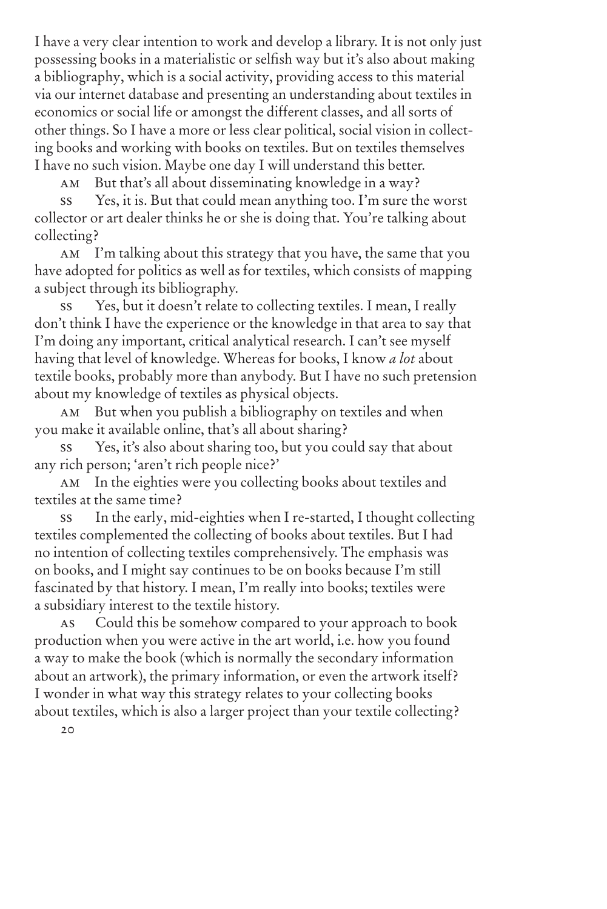I have a very clear intention to work and develop a library. It is not only just possessing books in a materialistic or selfish way but it's also about making a bibliography, which is a social activity, providing access to this material via our internet database and presenting an understanding about textiles in economics or social life or amongst the different classes, and all sorts of other things. So I have a more or less clear political, social vision in collecting books and working with books on textiles. But on textiles themselves I have no such vision. Maybe one day I will understand this better.

AM But that's all about disseminating knowledge in a way?

SS Yes, it is. But that could mean anything too. I'm sure the worst collector or art dealer thinks he or she is doing that. You're talking about collecting?

AM I'm talking about this strategy that you have, the same that you have adopted for politics as well as for textiles, which consists of mapping a subject through its bibliography.

SS Yes, but it doesn't relate to collecting textiles. I mean, I really don't think I have the experience or the knowledge in that area to say that I'm doing any important, critical analytical research. I can't see myself having that level of knowledge. Whereas for books, I know *a lot* about textile books, probably more than anybody. But I have no such pretension about my knowledge of textiles as physical objects.

AM But when you publish a bibliography on textiles and when you make it available online, that's all about sharing?

SS Yes, it's also about sharing too, but you could say that about any rich person; 'aren't rich people nice?'

AM In the eighties were you collecting books about textiles and textiles at the same time?

SS In the early, mid-eighties when I re-started, I thought collecting textiles complemented the collecting of books about textiles. But I had no intention of collecting textiles comprehensively. The emphasis was on books, and I might say continues to be on books because I'm still fascinated by that history. I mean, I'm really into books; textiles were a subsidiary interest to the textile history.

AS Could this be somehow compared to your approach to book production when you were active in the art world, i.e. how you found a way to make the book (which is normally the secondary information about an artwork), the primary information, or even the artwork itself? I wonder in what way this strategy relates to your collecting books about textiles, which is also a larger project than your textile collecting?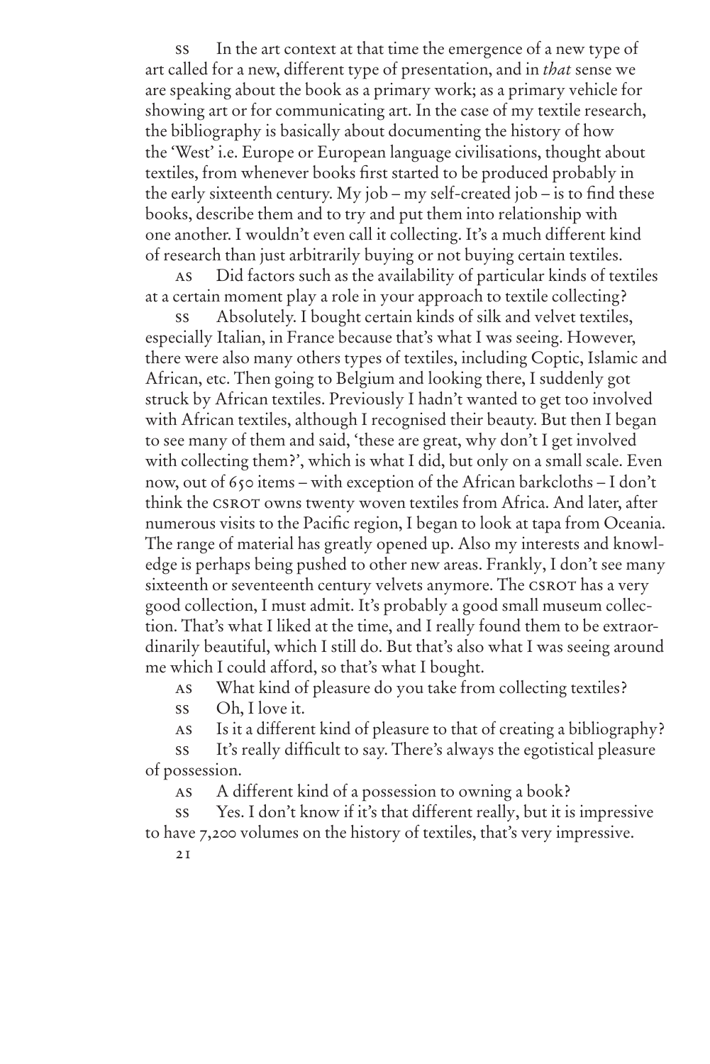SS In the art context at that time the emergence of a new type of art called for a new, different type of presentation, and in *that* sense we are speaking about the book as a primary work; as a primary vehicle for showing art or for communicating art. In the case of my textile research, the bibliography is basically about documenting the history of how the 'West' i.e. Europe or European language civilisations, thought about textiles, from whenever books first started to be produced probably in the early sixteenth century. My job – my self-created job – is to find these books, describe them and to try and put them into relationship with one another. I wouldn't even call it collecting. It's a much different kind of research than just arbitrarily buying or not buying certain textiles.

AS Did factors such as the availability of particular kinds of textiles at a certain moment play a role in your approach to textile collecting?

SS Absolutely. I bought certain kinds of silk and velvet textiles, especially Italian, in France because that's what I was seeing. However, there were also many others types of textiles, including Coptic, Islamic and African, etc. Then going to Belgium and looking there, I suddenly got struck by African textiles. Previously I hadn't wanted to get too involved with African textiles, although I recognised their beauty. But then I began to see many of them and said, 'these are great, why don't I get involved with collecting them?', which is what I did, but only on a small scale. Even now, out of 650 items – with exception of the African barkcloths – I don't think the CSROT owns twenty woven textiles from Africa. And later, after numerous visits to the Pacific region, I began to look at tapa from Oceania. The range of material has greatly opened up. Also my interests and knowledge is perhaps being pushed to other new areas. Frankly, I don't see many sixteenth or seventeenth century velvets anymore. The CSROT has a very good collection, I must admit. It's probably a good small museum collection. That's what I liked at the time, and I really found them to be extraordinarily beautiful, which I still do. But that's also what I was seeing around me which I could afford, so that's what I bought.

AS What kind of pleasure do you take from collecting textiles?

SS Oh, I love it.

AS Is it a different kind of pleasure to that of creating a bibliography?

SS It's really difficult to say. There's always the egotistical pleasure of possession.

AS A different kind of a possession to owning a book?

SS Yes. I don't know if it's that different really, but it is impressive to have 7,200 volumes on the history of textiles, that's very impressive.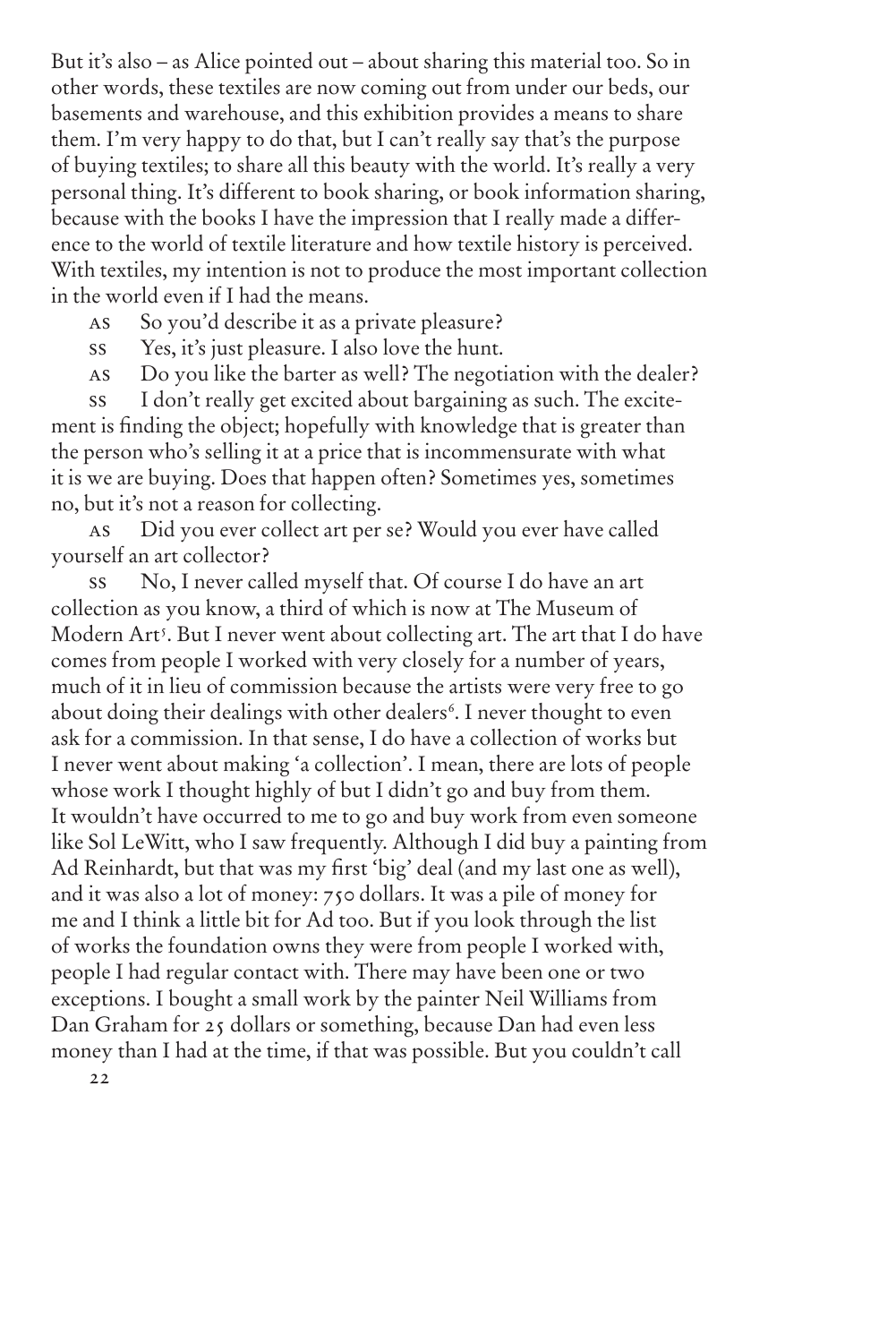But it's also – as Alice pointed out – about sharing this material too. So in other words, these textiles are now coming out from under our beds, our basements and warehouse, and this exhibition provides a means to share them. I'm very happy to do that, but I can't really say that's the purpose of buying textiles; to share all this beauty with the world. It's really a very personal thing. It's different to book sharing, or book information sharing, because with the books I have the impression that I really made a difference to the world of textile literature and how textile history is perceived. With textiles, my intention is not to produce the most important collection in the world even if I had the means.

AS So you'd describe it as a private pleasure?

SS Yes, it's just pleasure. I also love the hunt.

AS Do you like the barter as well? The negotiation with the dealer?

SS I don't really get excited about bargaining as such. The excitement is finding the object; hopefully with knowledge that is greater than the person who's selling it at a price that is incommensurate with what it is we are buying. Does that happen often? Sometimes yes, sometimes no, but it's not a reason for collecting.

AS Did you ever collect art per se? Would you ever have called yourself an art collector?

SS No, I never called myself that. Of course I do have an art collection as you know, a third of which is now at The Museum of Modern Art[5]. But I never went about collecting art. The art that I do have comes from people I worked with very closely for a number of years, much of it in lieu of commission because the artists were very free to go about doing their dealings with other dealers[6]. I never thought to even ask for a commission. In that sense, I do have a collection of works but I never went about making 'a collection'. I mean, there are lots of people whose work I thought highly of but I didn't go and buy from them. It wouldn't have occurred to me to go and buy work from even someone like Sol LeWitt, who I saw frequently. Although I did buy a painting from Ad Reinhardt, but that was my first 'big' deal (and my last one as well), and it was also a lot of money: 750 dollars. It was a pile of money for me and I think a little bit for Ad too. But if you look through the list of works the foundation owns they were from people I worked with, people I had regular contact with. There may have been one or two exceptions. I bought a small work by the painter Neil Williams from Dan Graham for 25 dollars or something, because Dan had even less money than I had at the time, if that was possible. But you couldn't call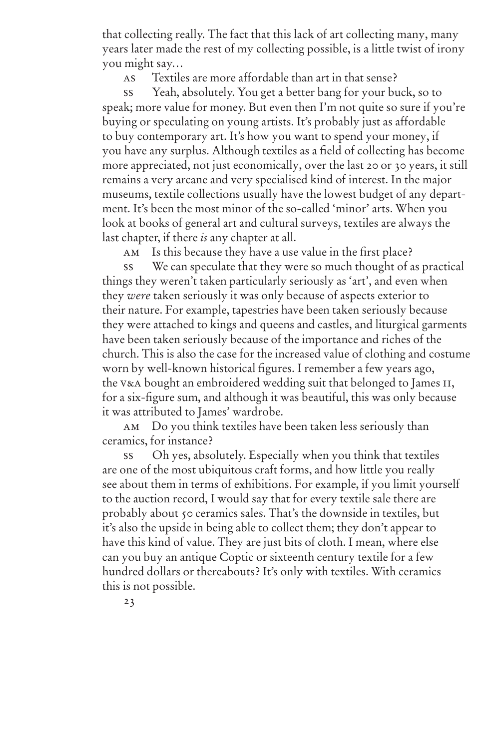that collecting really. The fact that this lack of art collecting many, many years later made the rest of my collecting possible, is a little twist of irony you might say…

AS Textiles are more affordable than art in that sense?

SS Yeah, absolutely. You get a better bang for your buck, so to speak; more value for money. But even then I'm not quite so sure if you're buying or speculating on young artists. It's probably just as affordable to buy contemporary art. It's how you want to spend your money, if you have any surplus. Although textiles as a field of collecting has become more appreciated, not just economically, over the last 20 or 30 years, it still remains a very arcane and very specialised kind of interest. In the major museums, textile collections usually have the lowest budget of any department. It's been the most minor of the so-called 'minor' arts. When you look at books of general art and cultural surveys, textiles are always the last chapter, if there *is* any chapter at all.

AM Is this because they have a use value in the first place?

SS We can speculate that they were so much thought of as practical things they weren't taken particularly seriously as 'art', and even when they *were* taken seriously it was only because of aspects exterior to their nature. For example, tapestries have been taken seriously because they were attached to kings and queens and castles, and liturgical garments have been taken seriously because of the importance and riches of the church. This is also the case for the increased value of clothing and costume worn by well-known historical figures. I remember a few years ago, the V&A bought an embroidered wedding suit that belonged to James II, for a six-figure sum, and although it was beautiful, this was only because it was attributed to James' wardrobe.

AM Do you think textiles have been taken less seriously than ceramics, for instance?

SS Oh yes, absolutely. Especially when you think that textiles are one of the most ubiquitous craft forms, and how little you really see about them in terms of exhibitions. For example, if you limit yourself to the auction record, I would say that for every textile sale there are probably about 50 ceramics sales. That's the downside in textiles, but it's also the upside in being able to collect them; they don't appear to have this kind of value. They are just bits of cloth. I mean, where else can you buy an antique Coptic or sixteenth century textile for a few hundred dollars or thereabouts? It's only with textiles. With ceramics this is not possible.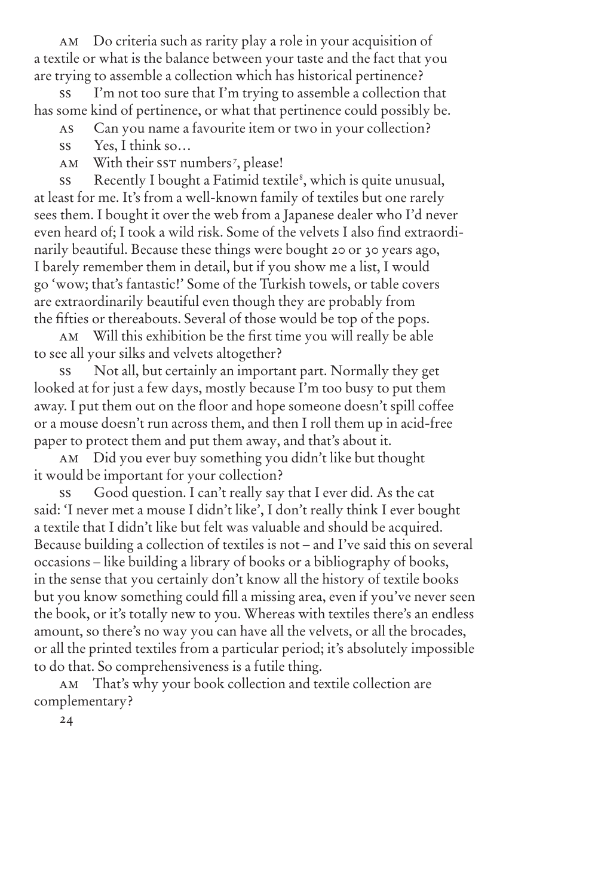AM Do criteria such as rarity play a role in your acquisition of a textile or what is the balance between your taste and the fact that you are trying to assemble a collection which has historical pertinence?

SS I'm not too sure that I'm trying to assemble a collection that has some kind of pertinence, or what that pertinence could possibly be.

AS Can you name a favourite item or two in your collection?

SS Yes, I think so…

AM With their SST numbers[7], please!

SS Recently I bought a Fatimid textile[8], which is quite unusual, at least for me. It's from a well-known family of textiles but one rarely sees them. I bought it over the web from a Japanese dealer who I'd never even heard of; I took a wild risk. Some of the velvets I also find extraordinarily beautiful. Because these things were bought 20 or 30 years ago, I barely remember them in detail, but if you show me a list, I would go 'wow; that's fantastic!' Some of the Turkish towels, or table covers are extraordinarily beautiful even though they are probably from the fifties or thereabouts. Several of those would be top of the pops.

AM Will this exhibition be the first time you will really be able to see all your silks and velvets altogether?

SS Not all, but certainly an important part. Normally they get looked at for just a few days, mostly because I'm too busy to put them away. I put them out on the floor and hope someone doesn't spill coffee or a mouse doesn't run across them, and then I roll them up in acid-free paper to protect them and put them away, and that's about it.

AM Did you ever buy something you didn't like but thought it would be important for your collection?

SS Good question. I can't really say that I ever did. As the cat said: 'I never met a mouse I didn't like', I don't really think I ever bought a textile that I didn't like but felt was valuable and should be acquired. Because building a collection of textiles is not – and I've said this on several occasions – like building a library of books or a bibliography of books, in the sense that you certainly don't know all the history of textile books but you know something could fill a missing area, even if you've never seen the book, or it's totally new to you. Whereas with textiles there's an endless amount, so there's no way you can have all the velvets, or all the brocades, or all the printed textiles from a particular period; it's absolutely impossible to do that. So comprehensiveness is a futile thing.

AM That's why your book collection and textile collection are complementary?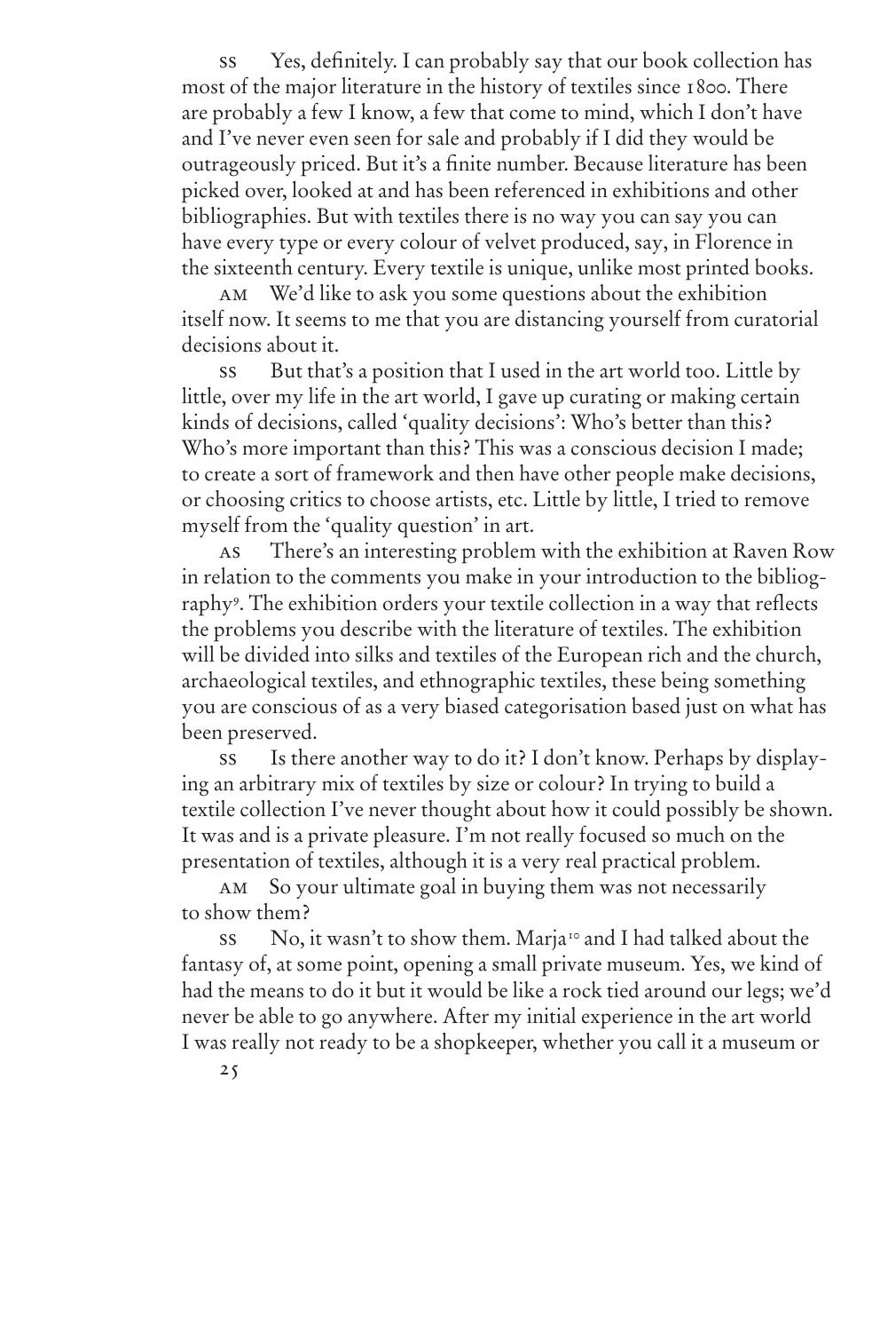SS Yes, definitely. I can probably say that our book collection has most of the major literature in the history of textiles since 1800. There are probably a few I know, a few that come to mind, which I don't have and I've never even seen for sale and probably if I did they would be outrageously priced. But it's a finite number. Because literature has been picked over, looked at and has been referenced in exhibitions and other bibliographies. But with textiles there is no way you can say you can have every type or every colour of velvet produced, say, in Florence in the sixteenth century. Every textile is unique, unlike most printed books.

AM We'd like to ask you some questions about the exhibition itself now. It seems to me that you are distancing yourself from curatorial decisions about it.

SS But that's a position that I used in the art world too. Little by little, over my life in the art world, I gave up curating or making certain kinds of decisions, called 'quality decisions': Who's better than this? Who's more important than this? This was a conscious decision I made; to create a sort of framework and then have other people make decisions, or choosing critics to choose artists, etc. Little by little, I tried to remove myself from the 'quality question' in art.

AS There's an interesting problem with the exhibition at Raven Row in relation to the comments you make in your introduction to the bibliography[9]. The exhibition orders your textile collection in a way that reflects the problems you describe with the literature of textiles. The exhibition will be divided into silks and textiles of the European rich and the church, archaeological textiles, and ethnographic textiles, these being something you are conscious of as a very biased categorisation based just on what has been preserved.

SS Is there another way to do it? I don't know. Perhaps by displaying an arbitrary mix of textiles by size or colour? In trying to build a textile collection I've never thought about how it could possibly be shown. It was and is a private pleasure. I'm not really focused so much on the presentation of textiles, although it is a very real practical problem.

AM So your ultimate goal in buying them was not necessarily to show them?

SS No, it wasn't to show them. Marja[10] and I had talked about the fantasy of, at some point, opening a small private museum. Yes, we kind of had the means to do it but it would be like a rock tied around our legs; we'd never be able to go anywhere. After my initial experience in the art world I was really not ready to be a shopkeeper, whether you call it a museum or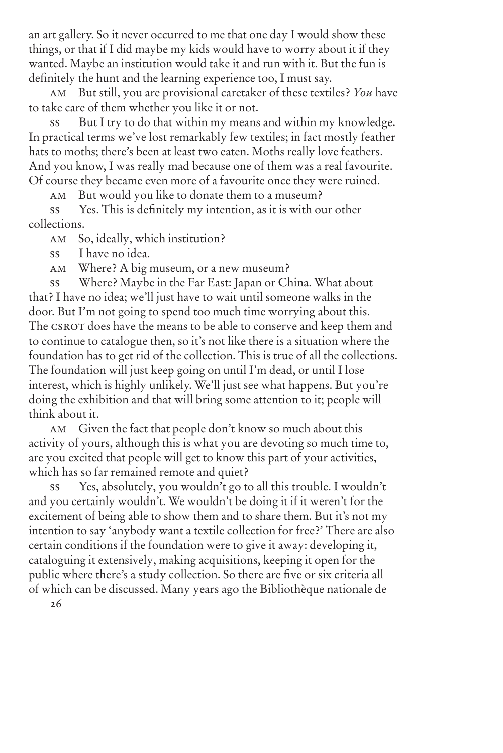an art gallery. So it never occurred to me that one day I would show these things, or that if I did maybe my kids would have to worry about it if they wanted. Maybe an institution would take it and run with it. But the fun is definitely the hunt and the learning experience too, I must say.

AM But still, you are provisional caretaker of these textiles? *You* have to take care of them whether you like it or not.

SS But I try to do that within my means and within my knowledge. In practical terms we've lost remarkably few textiles; in fact mostly feather hats to moths; there's been at least two eaten. Moths really love feathers. And you know, I was really mad because one of them was a real favourite. Of course they became even more of a favourite once they were ruined.

AM But would you like to donate them to a museum?

SS Yes. This is definitely my intention, as it is with our other collections.

AM So, ideally, which institution?

SS I have no idea.

AM Where? A big museum, or a new museum?

SS Where? Maybe in the Far East: Japan or China. What about that? I have no idea; we'll just have to wait until someone walks in the door. But I'm not going to spend too much time worrying about this. The CSROT does have the means to be able to conserve and keep them and to continue to catalogue then, so it's not like there is a situation where the foundation has to get rid of the collection. This is true of all the collections. The foundation will just keep going on until I'm dead, or until I lose interest, which is highly unlikely. We'll just see what happens. But you're doing the exhibition and that will bring some attention to it; people will think about it.

AM Given the fact that people don't know so much about this activity of yours, although this is what you are devoting so much time to, are you excited that people will get to know this part of your activities, which has so far remained remote and quiet?

SS Yes, absolutely, you wouldn't go to all this trouble. I wouldn't and you certainly wouldn't. We wouldn't be doing it if it weren't for the excitement of being able to show them and to share them. But it's not my intention to say 'anybody want a textile collection for free?' There are also certain conditions if the foundation were to give it away: developing it, cataloguing it extensively, making acquisitions, keeping it open for the public where there's a study collection. So there are five or six criteria all of which can be discussed. Many years ago the Bibliothèque nationale de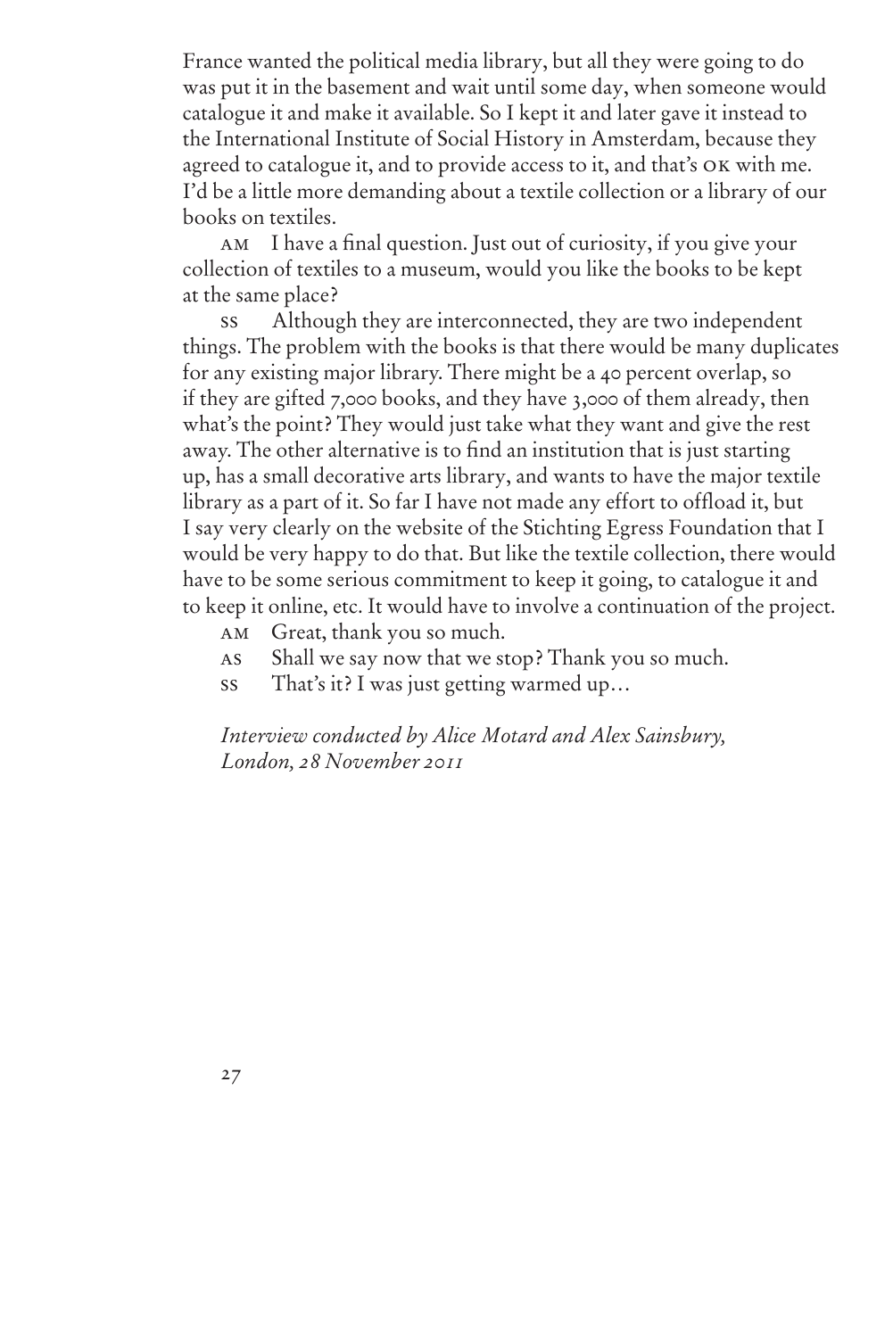France wanted the political media library, but all they were going to do was put it in the basement and wait until some day, when someone would catalogue it and make it available. So I kept it and later gave it instead to the International Institute of Social History in Amsterdam, because they agreed to catalogue it, and to provide access to it, and that's OK with me. I'd be a little more demanding about a textile collection or a library of our books on textiles.

AM I have a final question. Just out of curiosity, if you give your collection of textiles to a museum, would you like the books to be kept at the same place?

SS Although they are interconnected, they are two independent things. The problem with the books is that there would be many duplicates for any existing major library. There might be a 40 percent overlap, so if they are gifted 7,000 books, and they have 3,000 of them already, then what's the point? They would just take what they want and give the rest away. The other alternative is to find an institution that is just starting up, has a small decorative arts library, and wants to have the major textile library as a part of it. So far I have not made any effort to offload it, but I say very clearly on the website of the Stichting Egress Foundation that I would be very happy to do that. But like the textile collection, there would have to be some serious commitment to keep it going, to catalogue it and to keep it online, etc. It would have to involve a continuation of the project.

AM Great, thank you so much.

AS Shall we say now that we stop? Thank you so much.

SS That's it? I was just getting warmed up…

*Interview conducted by Alice Motard and Alex Sainsbury, London, 28 November 2011*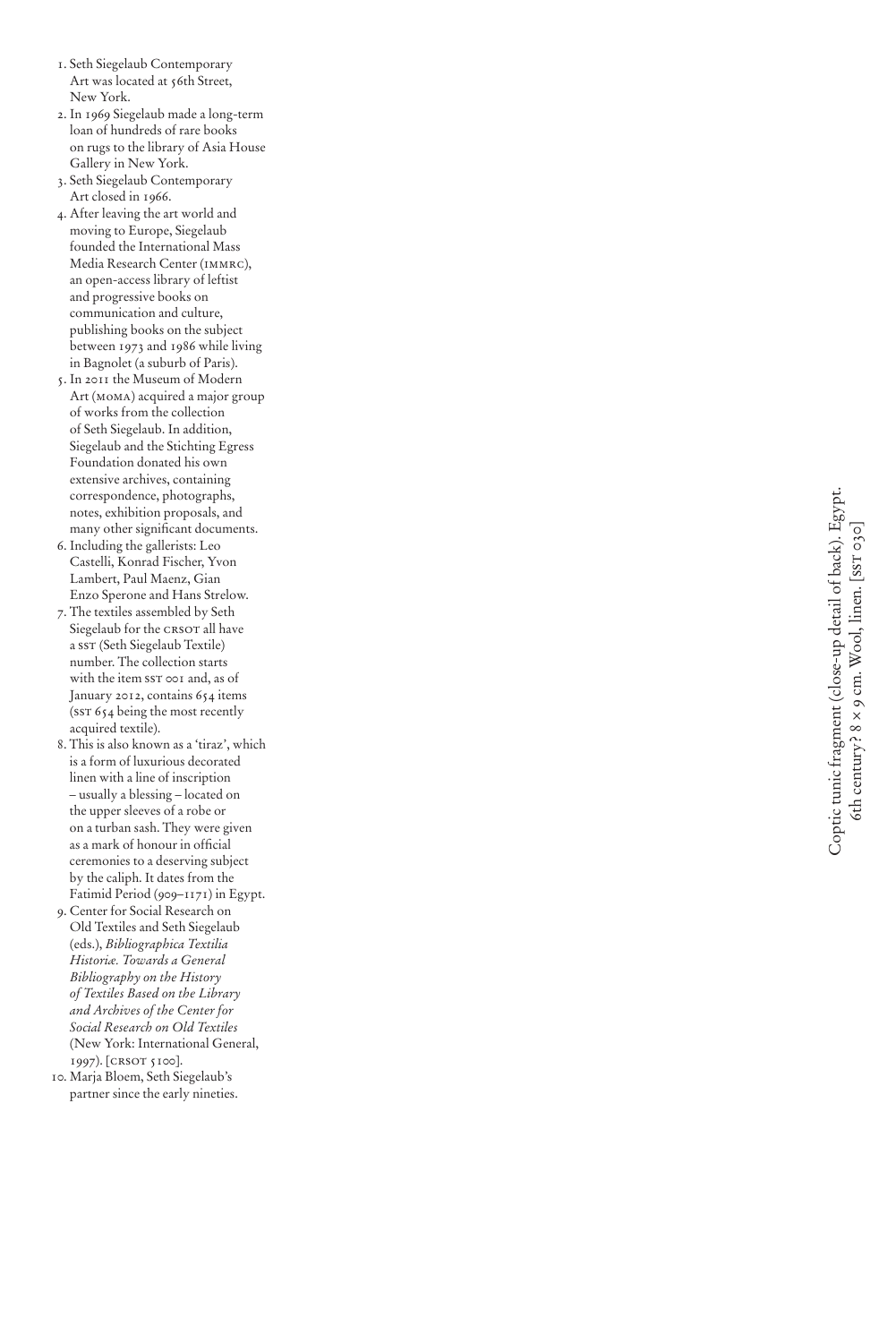1. Seth Siegelaub Contemporary Art was located at 56th Street, New York.
2. In 1969 Siegelaub made a long-term loan of hundreds of rare books on rugs to the library of Asia House Gallery in New York.
3. Seth Siegelaub Contemporary Art closed in 1966.
4. After leaving the art world and moving to Europe, Siegelaub founded the International Mass Media Research Center (IMMRC), an open-access library of leftist and progressive books on communication and culture, publishing books on the subject between 1973 and 1986 while living in Bagnolet (a suburb of Paris).
5. In 2011 the Museum of Modern Art (MOMA) acquired a major group of works from the collection of Seth Siegelaub. In addition, Siegelaub and the Stichting Egress Foundation donated his own extensive archives, containing correspondence, photographs, notes, exhibition proposals, and many other significant documents.
6. Including the gallerists: Leo Castelli, Konrad Fischer, Yvon Lambert, Paul Maenz, Gian Enzo Sperone and Hans Strelow.
7. The textiles assembled by Seth Siegelaub for the CRSOT all have a SST (Seth Siegelaub Textile) number. The collection starts with the item SST 001 and, as of January 2012, contains 654 items (SST 654 being the most recently acquired textile).
8. This is also known as a 'tiraz', which is a form of luxurious decorated linen with a line of inscription – usually a blessing – located on the upper sleeves of a robe or on a turban sash. They were given as a mark of honour in official ceremonies to a deserving subject by the caliph. It dates from the Fatimid Period (909–1171) in Egypt.
9. Center for Social Research on Old Textiles and Seth Siegelaub (eds.), *Bibliographica Textilia Historiæ. Towards a General Bibliography on the History of Textiles Based on the Library and Archives of the Center for Social Research on Old Textiles* (New York: International General, 1997). [CRSOT 5100].
10. Marja Bloem, Seth Siegelaub's partner since the early nineties.

Coptic tunic fragment (close-up detail of back). Egypt. 6th century? 8 × 9 cm. Wool, linen. [SST 030]